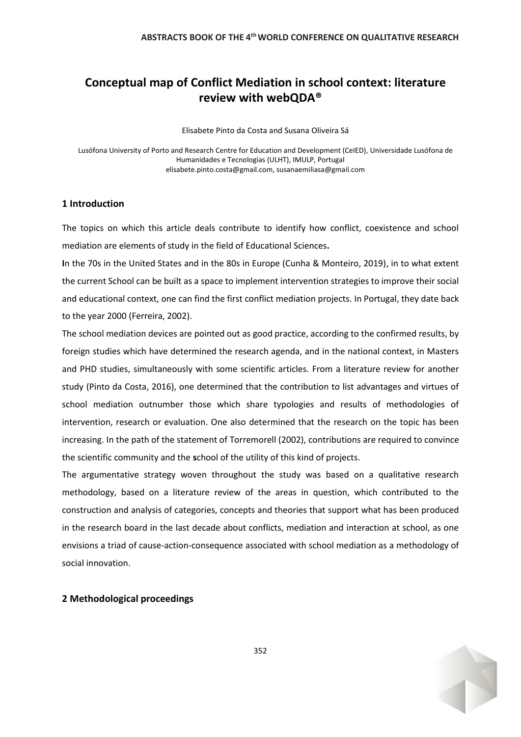# Conceptual map of Conflict Mediation in school context: literature review with webQDA®

Elisabete Pinto da Costa and Susana Oliveira Sá

Lusófona University of Porto and Research Centre for Education and Development (CeIED), Universidade Lusófona de Humanidades e Tecnologias (ULHT), IMULP, Portugal
elisabete.pinto.costa@gmail.com, susanaemiliasa@gmail.com

## 1 Introduction

The topics on which this article deals contribute to identify how conflict, coexistence and school mediation are elements of study in the field of Educational Sciences**.**

**I**n the 70s in the United States and in the 80s in Europe (Cunha & Monteiro, 2019), in to what extent the current School can be built as a space to implement intervention strategies to improve their social and educational context, one can find the first conflict mediation projects. In Portugal, they date back to the year 2000 (Ferreira, 2002).

The school mediation devices are pointed out as good practice, according to the confirmed results, by foreign studies which have determined the research agenda, and in the national context, in Masters and PHD studies, simultaneously with some scientific articles. From a literature review for another study (Pinto da Costa, 2016), one determined that the contribution to list advantages and virtues of school mediation outnumber those which share typologies and results of methodologies of intervention, research or evaluation. One also determined that the research on the topic has been increasing. In the path of the statement of Torremorell (2002), contributions are required to convince the scientific community and the **s**chool of the utility of this kind of projects.

The argumentative strategy woven throughout the study was based on a qualitative research methodology, based on a literature review of the areas in question, which contributed to the construction and analysis of categories, concepts and theories that support what has been produced in the research board in the last decade about conflicts, mediation and interaction at school, as one envisions a triad of cause-action-consequence associated with school mediation as a methodology of social innovation.

## 2 Methodological proceedings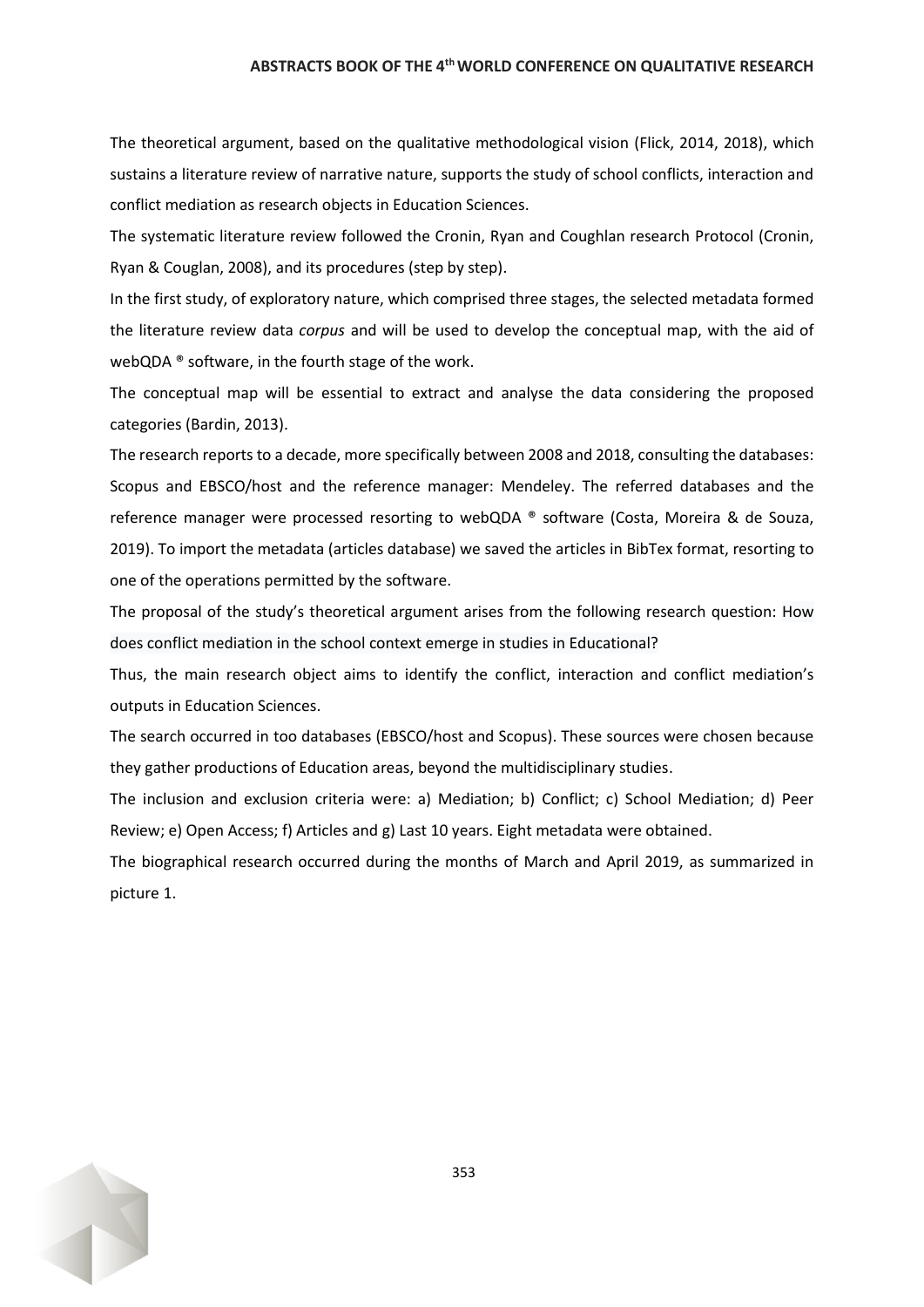The theoretical argument, based on the qualitative methodological vision (Flick, 2014, 2018), which sustains a literature review of narrative nature, supports the study of school conflicts, interaction and conflict mediation as research objects in Education Sciences.

The systematic literature review followed the Cronin, Ryan and Coughlan research Protocol (Cronin, Ryan & Couglan, 2008), and its procedures (step by step).

In the first study, of exploratory nature, which comprised three stages, the selected metadata formed the literature review data *corpus* and will be used to develop the conceptual map, with the aid of webQDA ® software, in the fourth stage of the work.

The conceptual map will be essential to extract and analyse the data considering the proposed categories (Bardin, 2013).

The research reports to a decade, more specifically between 2008 and 2018, consulting the databases: Scopus and EBSCO/host and the reference manager: Mendeley. The referred databases and the reference manager were processed resorting to webQDA ® software (Costa, Moreira & de Souza, 2019). To import the metadata (articles database) we saved the articles in BibTex format, resorting to one of the operations permitted by the software.

The proposal of the study's theoretical argument arises from the following research question: How does conflict mediation in the school context emerge in studies in Educational?

Thus, the main research object aims to identify the conflict, interaction and conflict mediation's outputs in Education Sciences.

The search occurred in too databases (EBSCO/host and Scopus). These sources were chosen because they gather productions of Education areas, beyond the multidisciplinary studies.

The inclusion and exclusion criteria were: a) Mediation; b) Conflict; c) School Mediation; d) Peer Review; e) Open Access; f) Articles and g) Last 10 years. Eight metadata were obtained.

The biographical research occurred during the months of March and April 2019, as summarized in picture 1.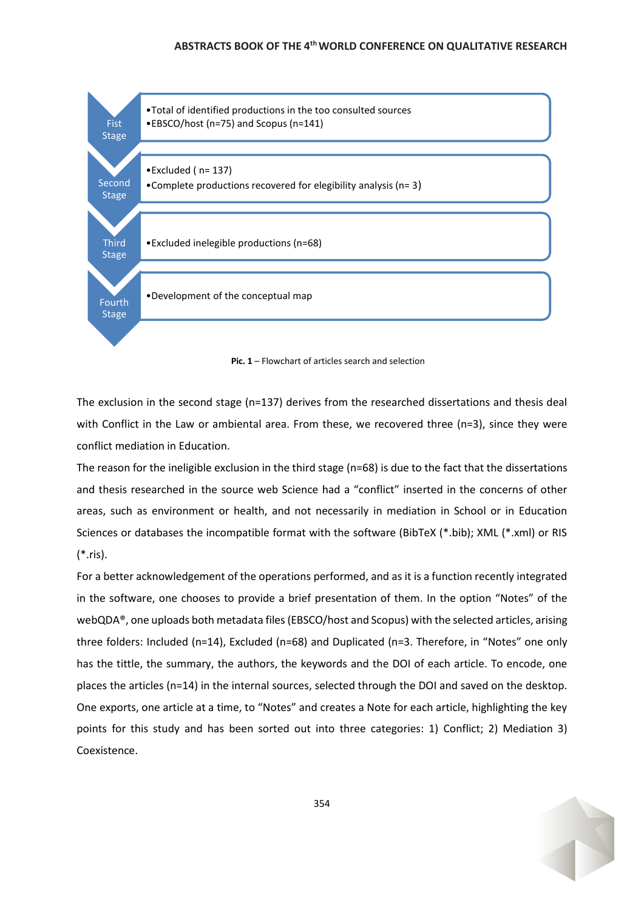| Stage | Description |
|---|---|
| Fist Stage | •Total of identified productions in the too consulted sources<br>•EBSCO/host (n=75) and Scopus (n=141) |
| Second Stage | •Excluded ( n= 137)<br>•Complete productions recovered for elegibility analysis (n= 3) |
| Third Stage | •Excluded inelegible productions (n=68) |
| Fourth Stage | •Development of the conceptual map |

**Pic. 1** – Flowchart of articles search and selection

The exclusion in the second stage (n=137) derives from the researched dissertations and thesis deal with Conflict in the Law or ambiental area. From these, we recovered three (n=3), since they were conflict mediation in Education.

The reason for the ineligible exclusion in the third stage (n=68) is due to the fact that the dissertations and thesis researched in the source web Science had a "conflict" inserted in the concerns of other areas, such as environment or health, and not necessarily in mediation in School or in Education Sciences or databases the incompatible format with the software (BibTeX (*.bib); XML (*.xml) or RIS (*.ris).

For a better acknowledgement of the operations performed, and as it is a function recently integrated in the software, one chooses to provide a brief presentation of them. In the option "Notes" of the webQDA®, one uploads both metadata files (EBSCO/host and Scopus) with the selected articles, arising three folders: Included (n=14), Excluded (n=68) and Duplicated (n=3. Therefore, in "Notes" one only has the tittle, the summary, the authors, the keywords and the DOI of each article. To encode, one places the articles (n=14) in the internal sources, selected through the DOI and saved on the desktop. One exports, one article at a time, to "Notes" and creates a Note for each article, highlighting the key points for this study and has been sorted out into three categories: 1) Conflict; 2) Mediation 3) Coexistence.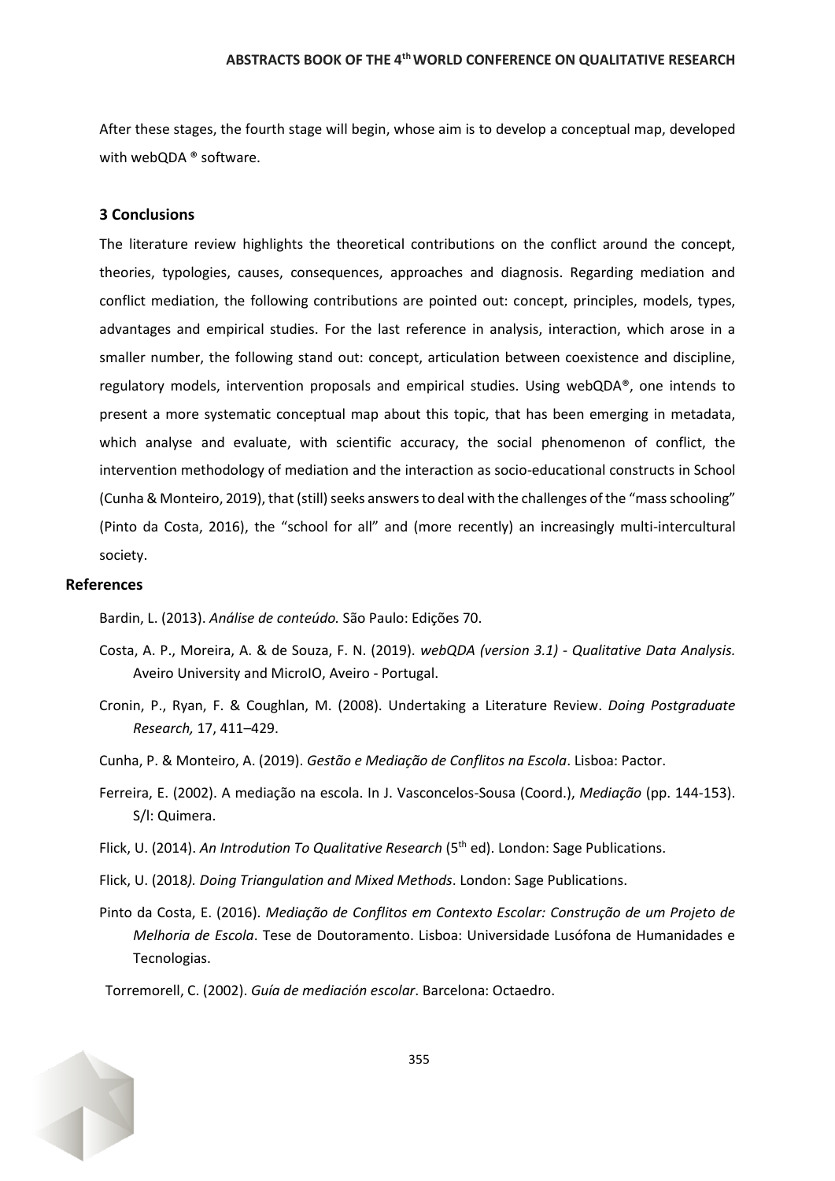After these stages, the fourth stage will begin, whose aim is to develop a conceptual map, developed with webQDA ® software.

### 3 Conclusions

The literature review highlights the theoretical contributions on the conflict around the concept, theories, typologies, causes, consequences, approaches and diagnosis. Regarding mediation and conflict mediation, the following contributions are pointed out: concept, principles, models, types, advantages and empirical studies. For the last reference in analysis, interaction, which arose in a smaller number, the following stand out: concept, articulation between coexistence and discipline, regulatory models, intervention proposals and empirical studies. Using webQDA®, one intends to present a more systematic conceptual map about this topic, that has been emerging in metadata, which analyse and evaluate, with scientific accuracy, the social phenomenon of conflict, the intervention methodology of mediation and the interaction as socio-educational constructs in School (Cunha & Monteiro, 2019), that (still) seeks answers to deal with the challenges of the "mass schooling" (Pinto da Costa, 2016), the "school for all" and (more recently) an increasingly multi-intercultural society.

## References

Bardin, L. (2013). *Análise de conteúdo.* São Paulo: Edições 70.

Costa, A. P., Moreira, A. & de Souza, F. N. (2019). *webQDA (version 3.1) - Qualitative Data Analysis.* Aveiro University and MicroIO, Aveiro - Portugal.

Cronin, P., Ryan, F. & Coughlan, M. (2008). Undertaking a Literature Review. *Doing Postgraduate Research,* 17, 411–429.

Cunha, P. & Monteiro, A. (2019). *Gestão e Mediação de Conflitos na Escola*. Lisboa: Pactor.

Ferreira, E. (2002). A mediação na escola. In J. Vasconcelos-Sousa (Coord.), *Mediação* (pp. 144-153). S/l: Quimera.

Flick, U. (2014). *An Introdution To Qualitative Research* (5th ed). London: Sage Publications.

Flick, U. (2018*). Doing Triangulation and Mixed Methods*. London: Sage Publications.

Pinto da Costa, E. (2016). *Mediação de Conflitos em Contexto Escolar: Construção de um Projeto de Melhoria de Escola*. Tese de Doutoramento. Lisboa: Universidade Lusófona de Humanidades e Tecnologias.

Torremorell, C. (2002). *Guía de mediación escolar*. Barcelona: Octaedro.